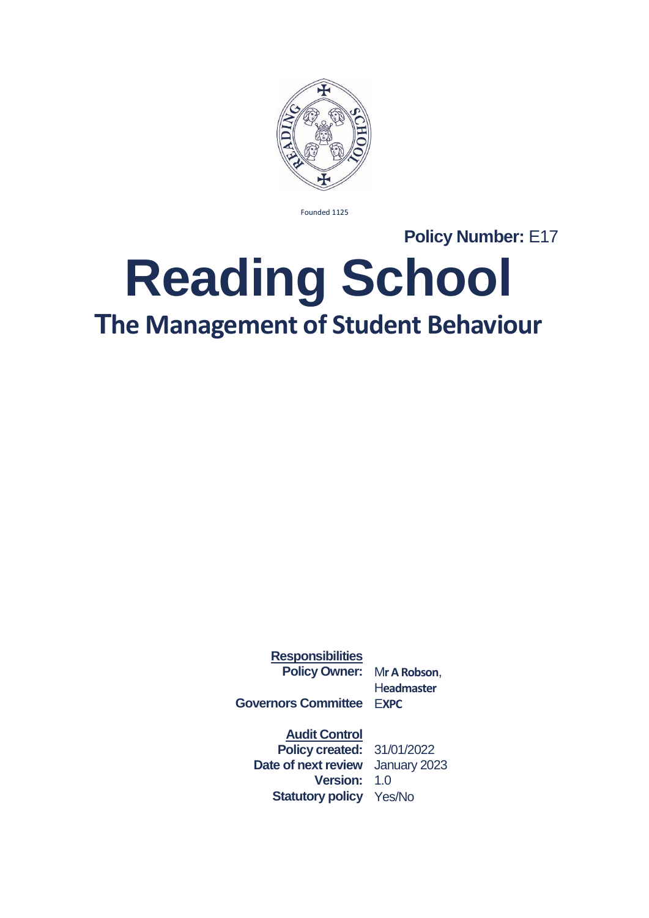Founded 1125

**Policy Number:** E17

# Reading School

## The Management of Student Behaviour

| **Responsibilities** | |
|---|---|
| **Policy Owner:** | Mr **A Robson**, Headmaster |
| **Governors Committee** | EXPC |

| **Audit Control** | |
|---|---|
| **Policy created:** | 31/01/2022 |
| **Date of next review** | January 2023 |
| **Version:** | 1.0 |
| **Statutory policy** | Yes/No |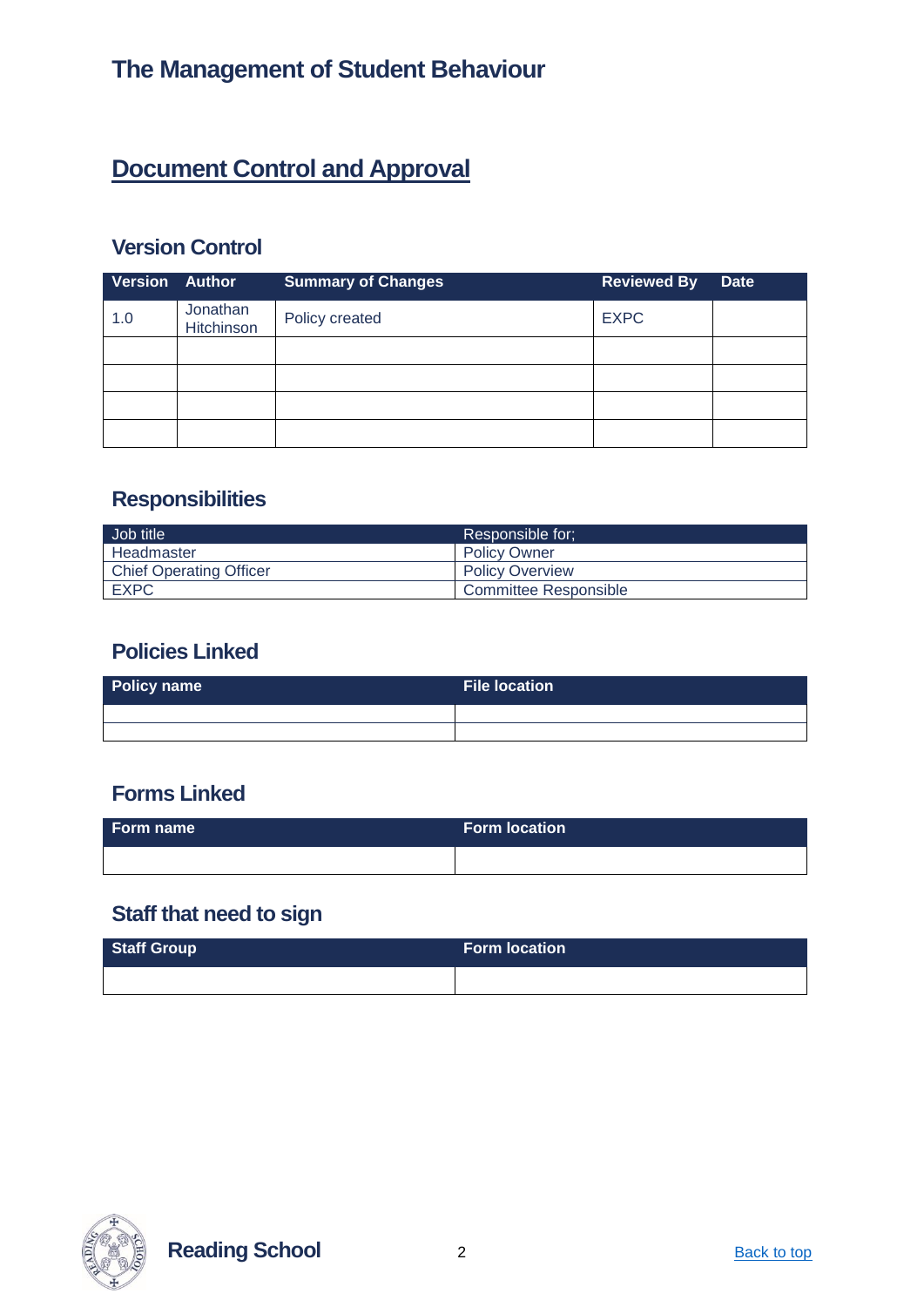## The Management of Student Behaviour

# Document Control and Approval

### Version Control

| Version | Author | Summary of Changes | Reviewed By | Date |
|---|---|---|---|---|
| 1.0 | Jonathan Hitchinson | Policy created | EXPC | |
| | | | | |
| | | | | |
| | | | | |
| | | | | |

### Responsibilities

| Job title | Responsible for; |
|---|---|
| Headmaster | Policy Owner |
| Chief Operating Officer | Policy Overview |
| EXPC | Committee Responsible |

### Policies Linked

| Policy name | File location |
|---|---|
| | |
| | |

### Forms Linked

| Form name | Form location |
|---|---|
| | |

### Staff that need to sign

| Staff Group | Form location |
|---|---|
| | |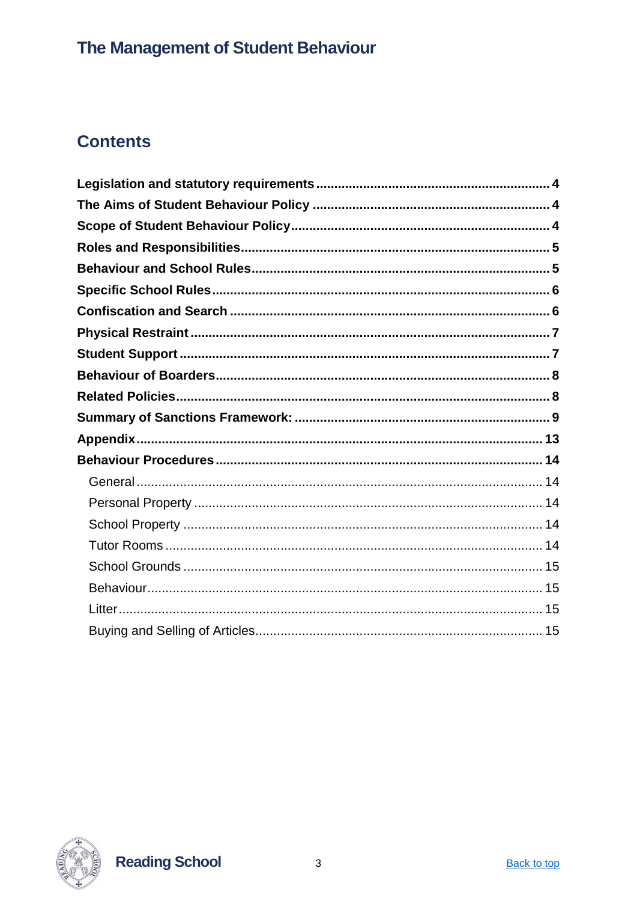## Contents

- **Legislation and statutory requirements** ........ 4
- **The Aims of Student Behaviour Policy** ........ 4
- **Scope of Student Behaviour Policy** ........ 4
- **Roles and Responsibilities** ........ 5
- **Behaviour and School Rules** ........ 5
- **Specific School Rules** ........ 6
- **Confiscation and Search** ........ 6
- **Physical Restraint** ........ 7
- **Student Support** ........ 7
- **Behaviour of Boarders** ........ 8
- **Related Policies** ........ 8
- **Summary of Sanctions Framework:** ........ 9
- **Appendix** ........ 13
- **Behaviour Procedures** ........ 14
  - General ........ 14
  - Personal Property ........ 14
  - School Property ........ 14
  - Tutor Rooms ........ 14
  - School Grounds ........ 15
  - Behaviour ........ 15
  - Litter ........ 15
  - Buying and Selling of Articles ........ 15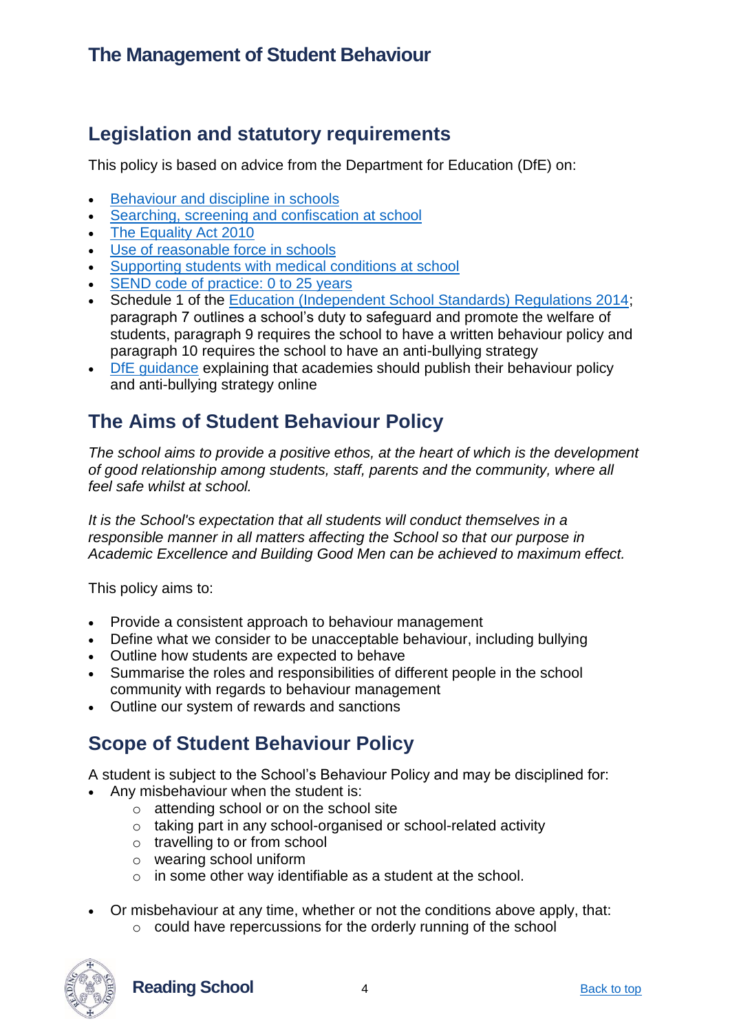# The Management of Student Behaviour

## Legislation and statutory requirements

This policy is based on advice from the Department for Education (DfE) on:

- Behaviour and discipline in schools
- Searching, screening and confiscation at school
- The Equality Act 2010
- Use of reasonable force in schools
- Supporting students with medical conditions at school
- SEND code of practice: 0 to 25 years
- Schedule 1 of the Education (Independent School Standards) Regulations 2014; paragraph 7 outlines a school's duty to safeguard and promote the welfare of students, paragraph 9 requires the school to have a written behaviour policy and paragraph 10 requires the school to have an anti-bullying strategy
- DfE guidance explaining that academies should publish their behaviour policy and anti-bullying strategy online

## The Aims of Student Behaviour Policy

*The school aims to provide a positive ethos, at the heart of which is the development of good relationship among students, staff, parents and the community, where all feel safe whilst at school.*

*It is the School's expectation that all students will conduct themselves in a responsible manner in all matters affecting the School so that our purpose in Academic Excellence and Building Good Men can be achieved to maximum effect.*

This policy aims to:

- Provide a consistent approach to behaviour management
- Define what we consider to be unacceptable behaviour, including bullying
- Outline how students are expected to behave
- Summarise the roles and responsibilities of different people in the school community with regards to behaviour management
- Outline our system of rewards and sanctions

## Scope of Student Behaviour Policy

A student is subject to the School's Behaviour Policy and may be disciplined for:

- Any misbehaviour when the student is:
  - attending school or on the school site
  - taking part in any school-organised or school-related activity
  - travelling to or from school
  - wearing school uniform
  - in some other way identifiable as a student at the school.

- Or misbehaviour at any time, whether or not the conditions above apply, that:
  - could have repercussions for the orderly running of the school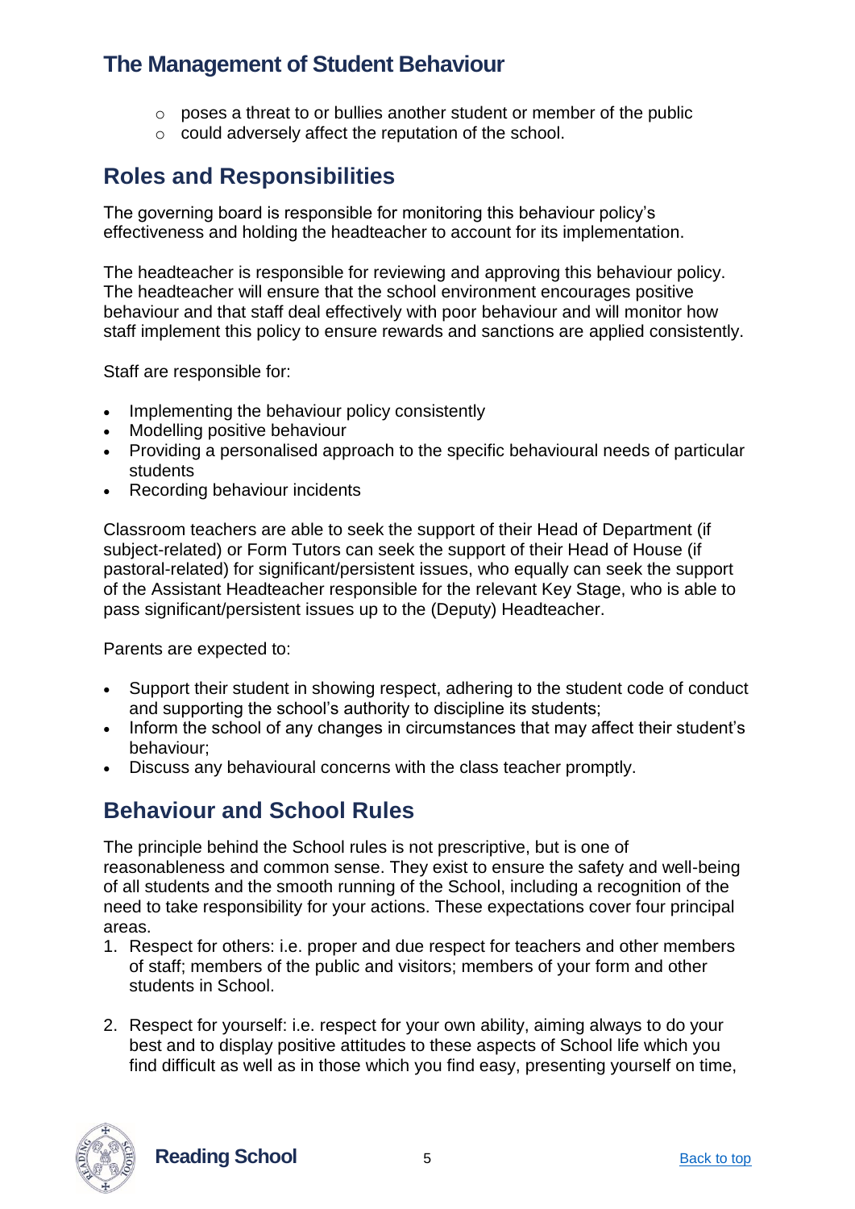- poses a threat to or bullies another student or member of the public
  - could adversely affect the reputation of the school.

## Roles and Responsibilities

The governing board is responsible for monitoring this behaviour policy's effectiveness and holding the headteacher to account for its implementation.

The headteacher is responsible for reviewing and approving this behaviour policy. The headteacher will ensure that the school environment encourages positive behaviour and that staff deal effectively with poor behaviour and will monitor how staff implement this policy to ensure rewards and sanctions are applied consistently.

Staff are responsible for:

- Implementing the behaviour policy consistently
- Modelling positive behaviour
- Providing a personalised approach to the specific behavioural needs of particular students
- Recording behaviour incidents

Classroom teachers are able to seek the support of their Head of Department (if subject-related) or Form Tutors can seek the support of their Head of House (if pastoral-related) for significant/persistent issues, who equally can seek the support of the Assistant Headteacher responsible for the relevant Key Stage, who is able to pass significant/persistent issues up to the (Deputy) Headteacher.

Parents are expected to:

- Support their student in showing respect, adhering to the student code of conduct and supporting the school's authority to discipline its students;
- Inform the school of any changes in circumstances that may affect their student's behaviour;
- Discuss any behavioural concerns with the class teacher promptly.

## Behaviour and School Rules

The principle behind the School rules is not prescriptive, but is one of reasonableness and common sense. They exist to ensure the safety and well-being of all students and the smooth running of the School, including a recognition of the need to take responsibility for your actions. These expectations cover four principal areas.

1. Respect for others: i.e. proper and due respect for teachers and other members of staff; members of the public and visitors; members of your form and other students in School.

2. Respect for yourself: i.e. respect for your own ability, aiming always to do your best and to display positive attitudes to these aspects of School life which you find difficult as well as in those which you find easy, presenting yourself on time,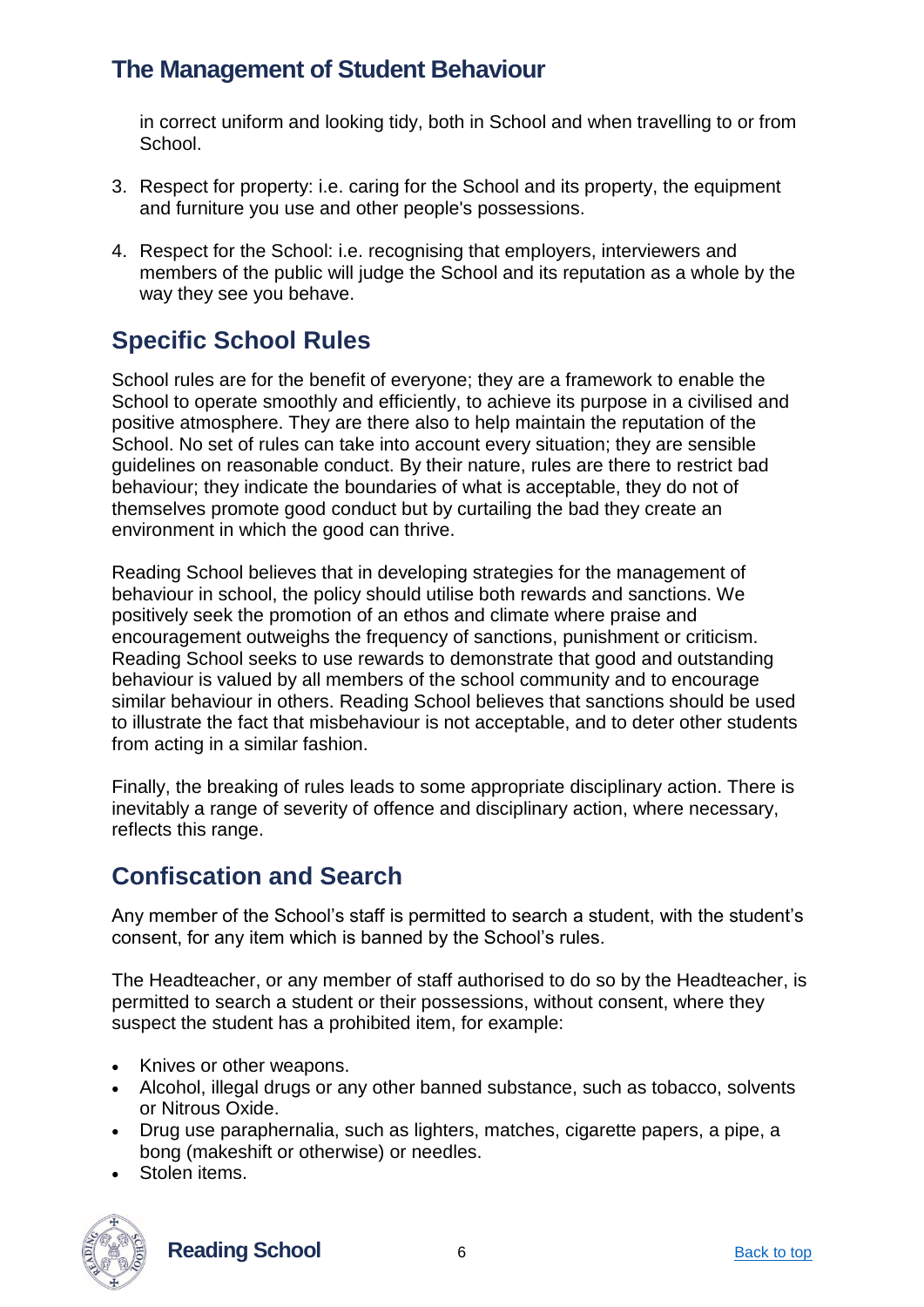in correct uniform and looking tidy, both in School and when travelling to or from School.

3. Respect for property: i.e. caring for the School and its property, the equipment and furniture you use and other people's possessions.

4. Respect for the School: i.e. recognising that employers, interviewers and members of the public will judge the School and its reputation as a whole by the way they see you behave.

## Specific School Rules

School rules are for the benefit of everyone; they are a framework to enable the School to operate smoothly and efficiently, to achieve its purpose in a civilised and positive atmosphere. They are there also to help maintain the reputation of the School. No set of rules can take into account every situation; they are sensible guidelines on reasonable conduct. By their nature, rules are there to restrict bad behaviour; they indicate the boundaries of what is acceptable, they do not of themselves promote good conduct but by curtailing the bad they create an environment in which the good can thrive.

Reading School believes that in developing strategies for the management of behaviour in school, the policy should utilise both rewards and sanctions. We positively seek the promotion of an ethos and climate where praise and encouragement outweighs the frequency of sanctions, punishment or criticism. Reading School seeks to use rewards to demonstrate that good and outstanding behaviour is valued by all members of the school community and to encourage similar behaviour in others. Reading School believes that sanctions should be used to illustrate the fact that misbehaviour is not acceptable, and to deter other students from acting in a similar fashion.

Finally, the breaking of rules leads to some appropriate disciplinary action. There is inevitably a range of severity of offence and disciplinary action, where necessary, reflects this range.

## Confiscation and Search

Any member of the School's staff is permitted to search a student, with the student's consent, for any item which is banned by the School's rules.

The Headteacher, or any member of staff authorised to do so by the Headteacher, is permitted to search a student or their possessions, without consent, where they suspect the student has a prohibited item, for example:

- Knives or other weapons.
- Alcohol, illegal drugs or any other banned substance, such as tobacco, solvents or Nitrous Oxide.
- Drug use paraphernalia, such as lighters, matches, cigarette papers, a pipe, a bong (makeshift or otherwise) or needles.
- Stolen items.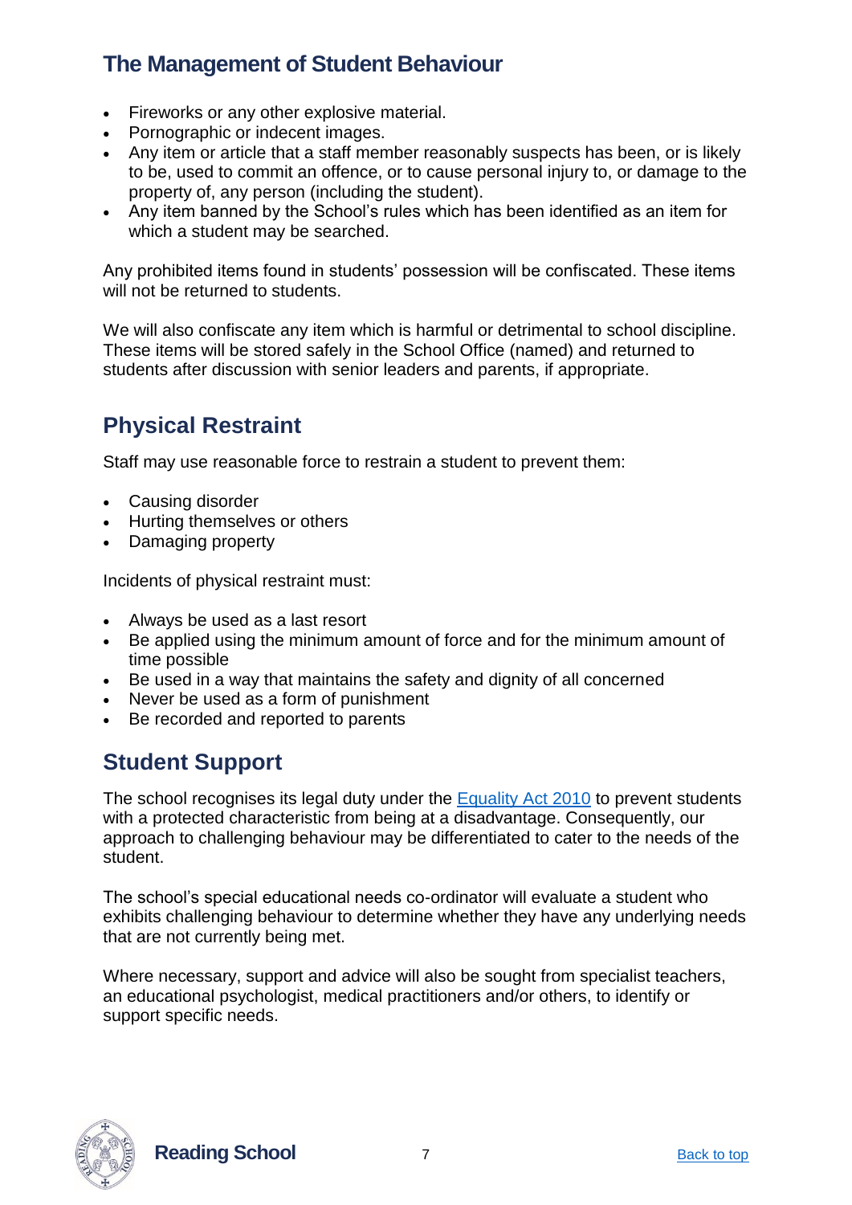## The Management of Student Behaviour

- Fireworks or any other explosive material.
- Pornographic or indecent images.
- Any item or article that a staff member reasonably suspects has been, or is likely to be, used to commit an offence, or to cause personal injury to, or damage to the property of, any person (including the student).
- Any item banned by the School's rules which has been identified as an item for which a student may be searched.

Any prohibited items found in students' possession will be confiscated. These items will not be returned to students.

We will also confiscate any item which is harmful or detrimental to school discipline. These items will be stored safely in the School Office (named) and returned to students after discussion with senior leaders and parents, if appropriate.

## Physical Restraint

Staff may use reasonable force to restrain a student to prevent them:

- Causing disorder
- Hurting themselves or others
- Damaging property

Incidents of physical restraint must:

- Always be used as a last resort
- Be applied using the minimum amount of force and for the minimum amount of time possible
- Be used in a way that maintains the safety and dignity of all concerned
- Never be used as a form of punishment
- Be recorded and reported to parents

## Student Support

The school recognises its legal duty under the Equality Act 2010 to prevent students with a protected characteristic from being at a disadvantage. Consequently, our approach to challenging behaviour may be differentiated to cater to the needs of the student.

The school's special educational needs co-ordinator will evaluate a student who exhibits challenging behaviour to determine whether they have any underlying needs that are not currently being met.

Where necessary, support and advice will also be sought from specialist teachers, an educational psychologist, medical practitioners and/or others, to identify or support specific needs.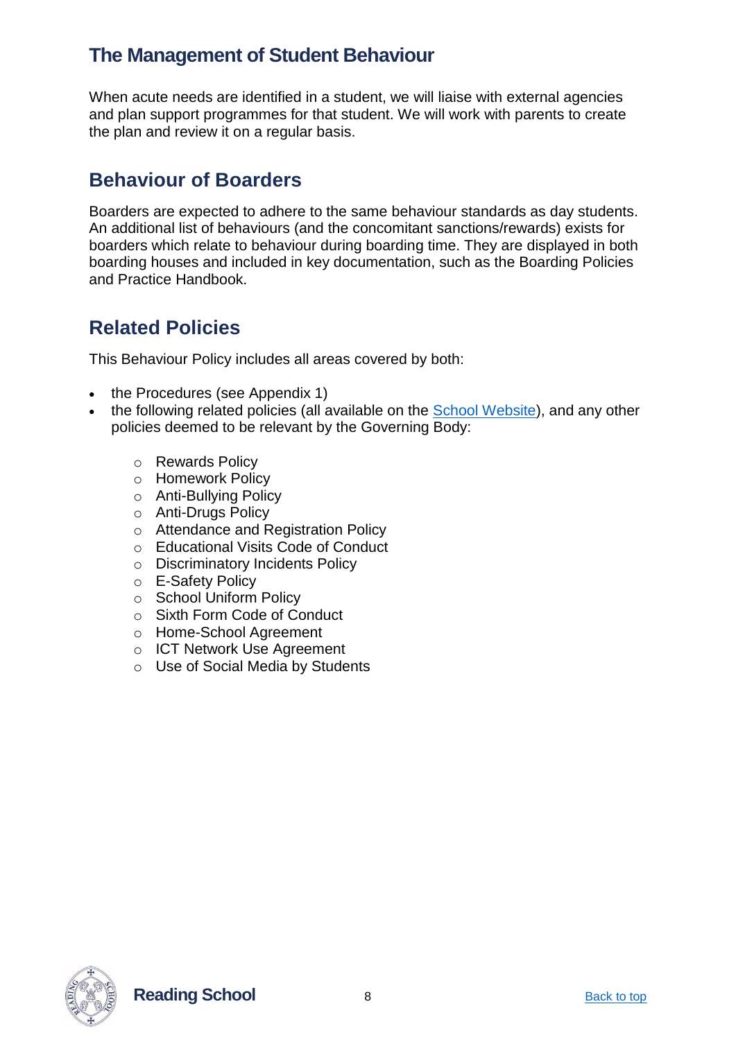## The Management of Student Behaviour

When acute needs are identified in a student, we will liaise with external agencies and plan support programmes for that student. We will work with parents to create the plan and review it on a regular basis.

## Behaviour of Boarders

Boarders are expected to adhere to the same behaviour standards as day students. An additional list of behaviours (and the concomitant sanctions/rewards) exists for boarders which relate to behaviour during boarding time. They are displayed in both boarding houses and included in key documentation, such as the Boarding Policies and Practice Handbook.

## Related Policies

This Behaviour Policy includes all areas covered by both:

- the Procedures (see Appendix 1)
- the following related policies (all available on the School Website), and any other policies deemed to be relevant by the Governing Body:
  - Rewards Policy
  - Homework Policy
  - Anti-Bullying Policy
  - Anti-Drugs Policy
  - Attendance and Registration Policy
  - Educational Visits Code of Conduct
  - Discriminatory Incidents Policy
  - E-Safety Policy
  - School Uniform Policy
  - Sixth Form Code of Conduct
  - Home-School Agreement
  - ICT Network Use Agreement
  - Use of Social Media by Students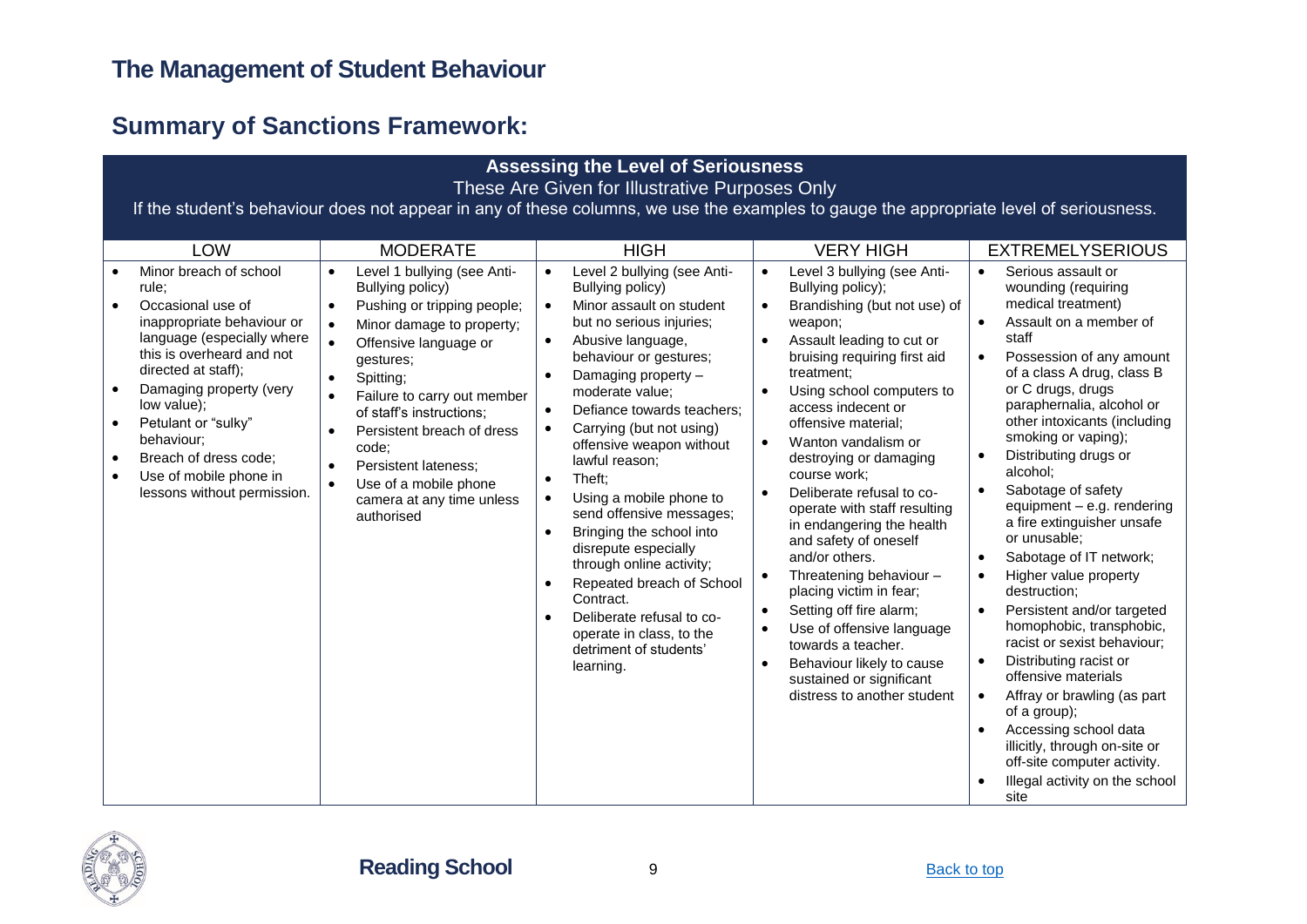## The Management of Student Behaviour

## Summary of Sanctions Framework:

**Assessing the Level of Seriousness**

These Are Given for Illustrative Purposes Only

If the student's behaviour does not appear in any of these columns, we use the examples to gauge the appropriate level of seriousness.

| LOW | MODERATE | HIGH | VERY HIGH | EXTREMELYSERIOUS |
|---|---|---|---|---|
| • Minor breach of school rule;<br>• Occasional use of inappropriate behaviour or language (especially where this is overheard and not directed at staff);<br>• Damaging property (very low value);<br>• Petulant or "sulky" behaviour;<br>• Breach of dress code;<br>• Use of mobile phone in lessons without permission. | • Level 1 bullying (see Anti-Bullying policy)<br>• Pushing or tripping people;<br>• Minor damage to property;<br>• Offensive language or gestures;<br>• Spitting;<br>• Failure to carry out member of staff's instructions;<br>• Persistent breach of dress code;<br>• Persistent lateness;<br>• Use of a mobile phone camera at any time unless authorised | • Level 2 bullying (see Anti-Bullying policy)<br>• Minor assault on student but no serious injuries;<br>• Abusive language, behaviour or gestures;<br>• Damaging property – moderate value;<br>• Defiance towards teachers;<br>• Carrying (but not using) offensive weapon without lawful reason;<br>• Theft;<br>• Using a mobile phone to send offensive messages;<br>• Bringing the school into disrepute especially through online activity;<br>• Repeated breach of School Contract.<br>• Deliberate refusal to co-operate in class, to the detriment of students' learning. | • Level 3 bullying (see Anti-Bullying policy);<br>• Brandishing (but not use) of weapon;<br>• Assault leading to cut or bruising requiring first aid treatment;<br>• Using school computers to access indecent or offensive material;<br>• Wanton vandalism or destroying or damaging course work;<br>• Deliberate refusal to co-operate with staff resulting in endangering the health and safety of oneself and/or others.<br>• Threatening behaviour – placing victim in fear;<br>• Setting off fire alarm;<br>• Use of offensive language towards a teacher.<br>• Behaviour likely to cause sustained or significant distress to another student | • Serious assault or wounding (requiring medical treatment)<br>• Assault on a member of staff<br>• Possession of any amount of a class A drug, class B or C drugs, drugs paraphernalia, alcohol or other intoxicants (including smoking or vaping);<br>• Distributing drugs or alcohol;<br>• Sabotage of safety equipment – e.g. rendering a fire extinguisher unsafe or unusable;<br>• Sabotage of IT network;<br>• Higher value property destruction;<br>• Persistent and/or targeted homophobic, transphobic, racist or sexist behaviour;<br>• Distributing racist or offensive materials<br>• Affray or brawling (as part of a group);<br>• Accessing school data illicitly, through on-site or off-site computer activity.<br>• Illegal activity on the school site |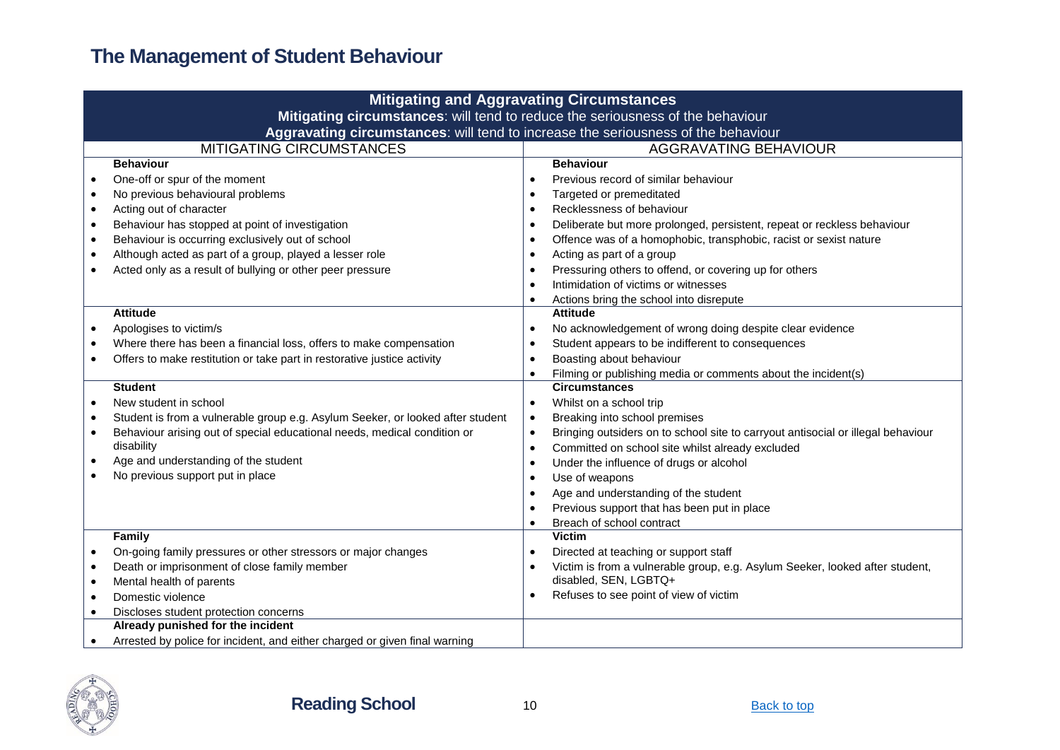## The Management of Student Behaviour

| Mitigating and Aggravating Circumstances<br>**Mitigating circumstances**: will tend to reduce the seriousness of the behaviour<br>**Aggravating circumstances**: will tend to increase the seriousness of the behaviour | |
|---|---|
| MITIGATING CIRCUMSTANCES | AGGRAVATING BEHAVIOUR |
| **Behaviour**<br>• One-off or spur of the moment<br>• No previous behavioural problems<br>• Acting out of character<br>• Behaviour has stopped at point of investigation<br>• Behaviour is occurring exclusively out of school<br>• Although acted as part of a group, played a lesser role<br>• Acted only as a result of bullying or other peer pressure | **Behaviour**<br>• Previous record of similar behaviour<br>• Targeted or premeditated<br>• Recklessness of behaviour<br>• Deliberate but more prolonged, persistent, repeat or reckless behaviour<br>• Offence was of a homophobic, transphobic, racist or sexist nature<br>• Acting as part of a group<br>• Pressuring others to offend, or covering up for others<br>• Intimidation of victims or witnesses<br>• Actions bring the school into disrepute |
| **Attitude**<br>• Apologises to victim/s<br>• Where there has been a financial loss, offers to make compensation<br>• Offers to make restitution or take part in restorative justice activity | **Attitude**<br>• No acknowledgement of wrong doing despite clear evidence<br>• Student appears to be indifferent to consequences<br>• Boasting about behaviour<br>• Filming or publishing media or comments about the incident(s) |
| **Student**<br>• New student in school<br>• Student is from a vulnerable group e.g. Asylum Seeker, or looked after student<br>• Behaviour arising out of special educational needs, medical condition or disability<br>• Age and understanding of the student<br>• No previous support put in place | **Circumstances**<br>• Whilst on a school trip<br>• Breaking into school premises<br>• Bringing outsiders on to school site to carryout antisocial or illegal behaviour<br>• Committed on school site whilst already excluded<br>• Under the influence of drugs or alcohol<br>• Use of weapons<br>• Age and understanding of the student<br>• Previous support that has been put in place<br>• Breach of school contract |
| **Family**<br>• On-going family pressures or other stressors or major changes<br>• Death or imprisonment of close family member<br>• Mental health of parents<br>• Domestic violence<br>• Discloses student protection concerns | **Victim**<br>• Directed at teaching or support staff<br>• Victim is from a vulnerable group, e.g. Asylum Seeker, looked after student, disabled, SEN, LGBTQ+<br>• Refuses to see point of view of victim |
| **Already punished for the incident**<br>• Arrested by police for incident, and either charged or given final warning | |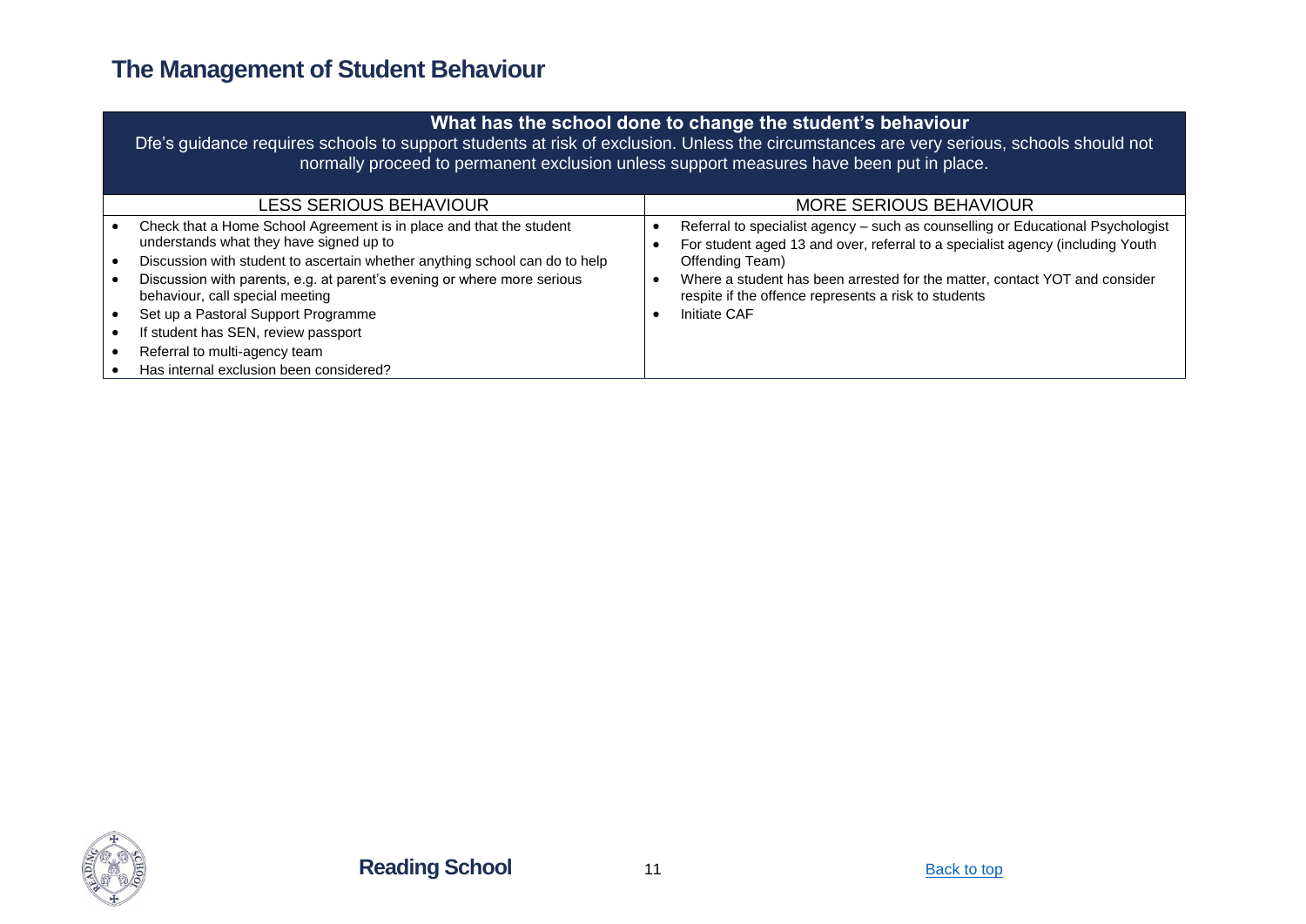# The Management of Student Behaviour

| What has the school done to change the student's behaviour<br>Dfe's guidance requires schools to support students at risk of exclusion. Unless the circumstances are very serious, schools should not normally proceed to permanent exclusion unless support measures have been put in place. | |
|---|---|
| LESS SERIOUS BEHAVIOUR | MORE SERIOUS BEHAVIOUR |
| • Check that a Home School Agreement is in place and that the student understands what they have signed up to<br>• Discussion with student to ascertain whether anything school can do to help<br>• Discussion with parents, e.g. at parent's evening or where more serious behaviour, call special meeting<br>• Set up a Pastoral Support Programme<br>• If student has SEN, review passport<br>• Referral to multi-agency team<br>• Has internal exclusion been considered? | • Referral to specialist agency – such as counselling or Educational Psychologist<br>• For student aged 13 and over, referral to a specialist agency (including Youth Offending Team)<br>• Where a student has been arrested for the matter, contact YOT and consider respite if the offence represents a risk to students<br>• Initiate CAF |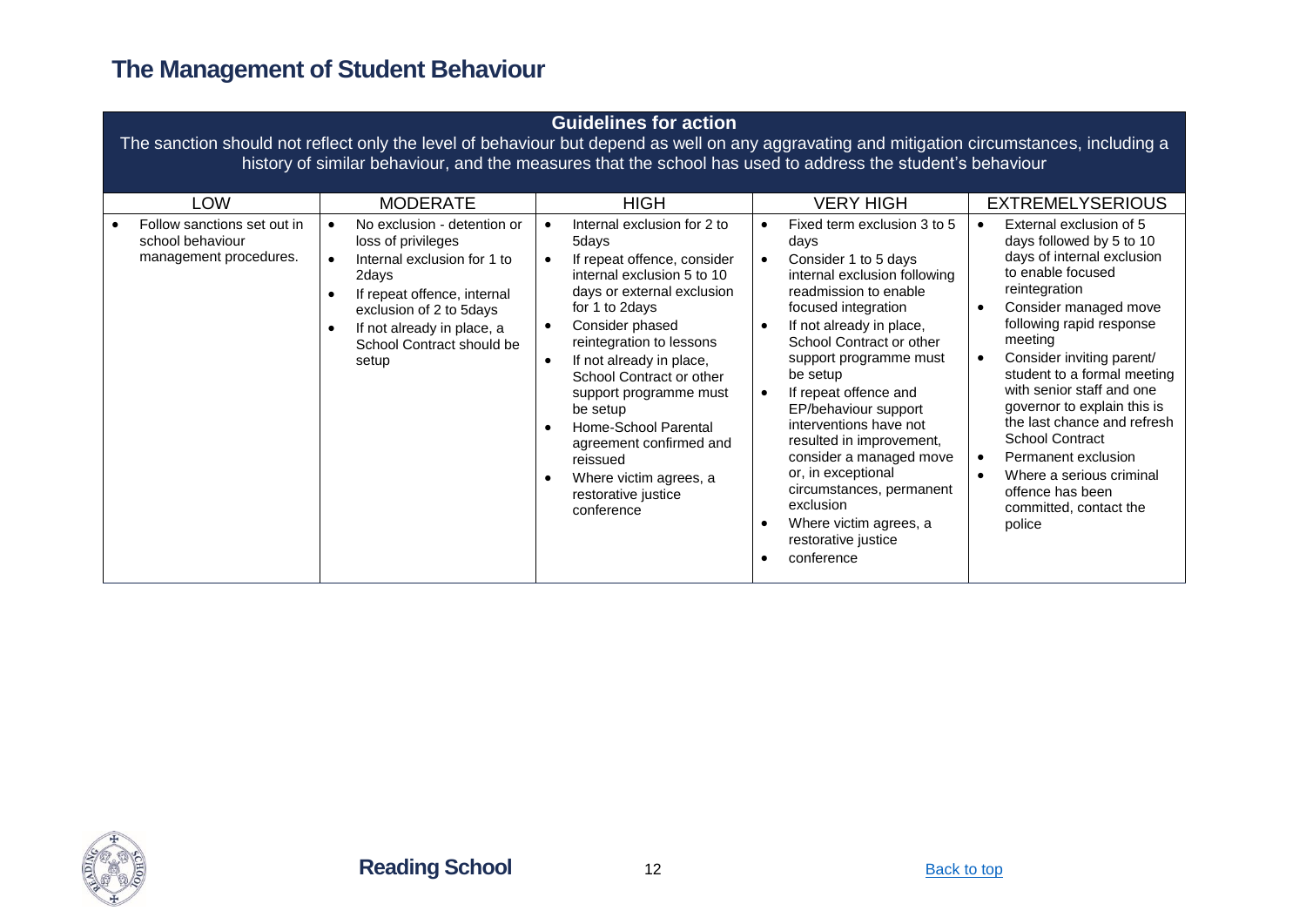# The Management of Student Behaviour

| Guidelines for action<br>The sanction should not reflect only the level of behaviour but depend as well on any aggravating and mitigation circumstances, including a history of similar behaviour, and the measures that the school has used to address the student's behaviour | | | | |
|---|---|---|---|---|
| LOW | MODERATE | HIGH | VERY HIGH | EXTREMELYSERIOUS |
| • Follow sanctions set out in school behaviour management procedures. | • No exclusion - detention or loss of privileges<br>• Internal exclusion for 1 to 2days<br>• If repeat offence, internal exclusion of 2 to 5days<br>• If not already in place, a School Contract should be setup | • Internal exclusion for 2 to 5days<br>• If repeat offence, consider internal exclusion 5 to 10 days or external exclusion for 1 to 2days<br>• Consider phased reintegration to lessons<br>• If not already in place, School Contract or other support programme must be setup<br>• Home-School Parental agreement confirmed and reissued<br>• Where victim agrees, a restorative justice conference | • Fixed term exclusion 3 to 5 days<br>• Consider 1 to 5 days internal exclusion following readmission to enable focused integration<br>• If not already in place, School Contract or other support programme must be setup<br>• If repeat offence and EP/behaviour support interventions have not resulted in improvement, consider a managed move or, in exceptional circumstances, permanent exclusion<br>• Where victim agrees, a restorative justice<br>• conference | • External exclusion of 5 days followed by 5 to 10 days of internal exclusion to enable focused reintegration<br>• Consider managed move following rapid response meeting<br>• Consider inviting parent/ student to a formal meeting with senior staff and one governor to explain this is the last chance and refresh School Contract<br>• Permanent exclusion<br>• Where a serious criminal offence has been committed, contact the police |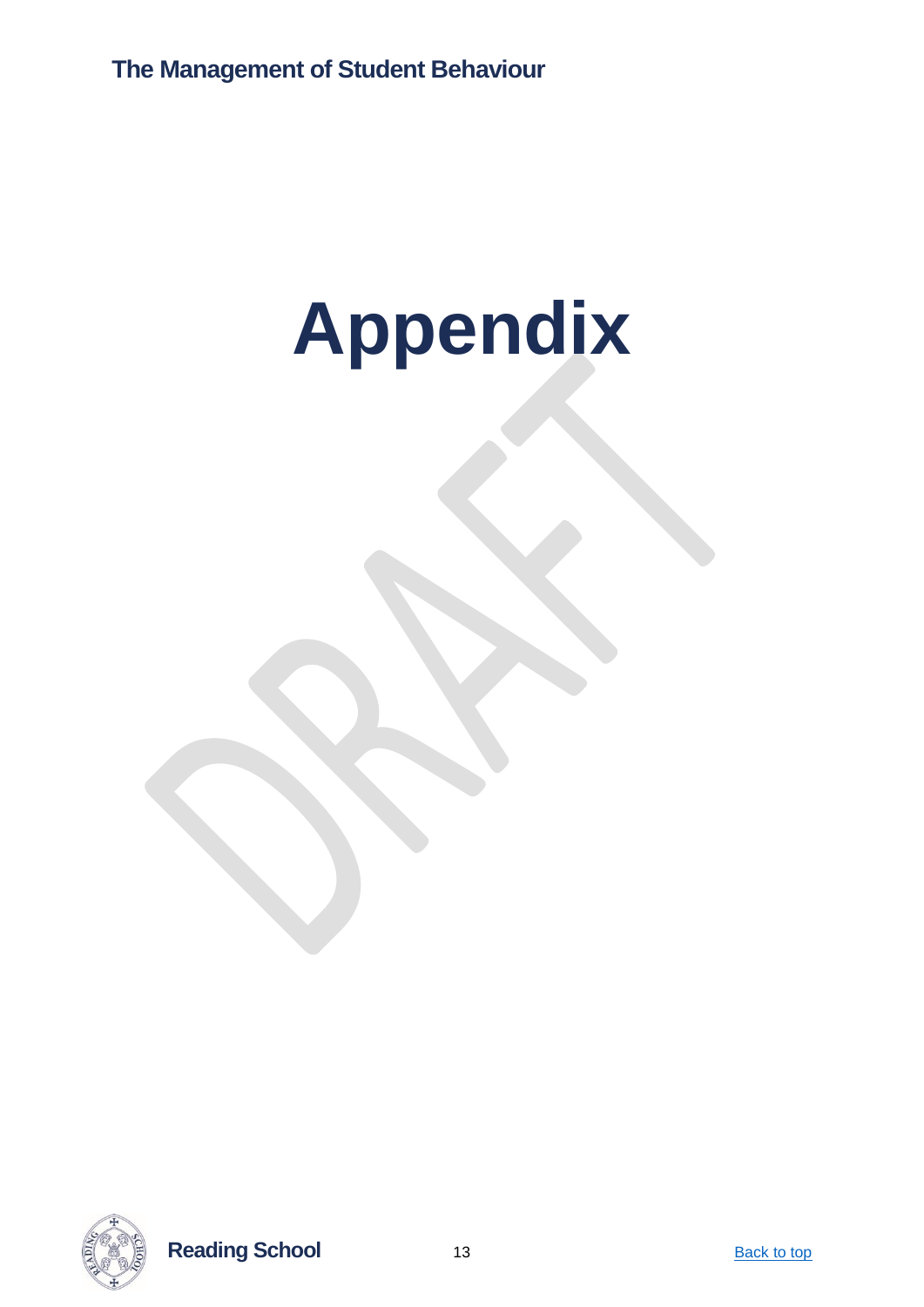# Appendix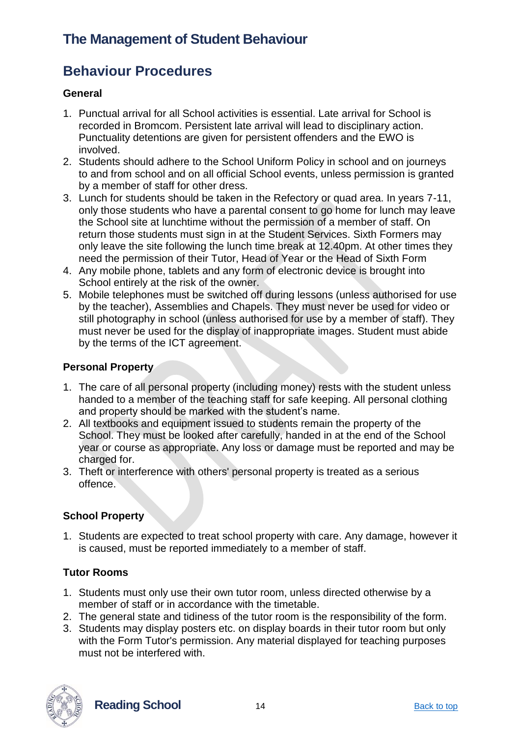# The Management of Student Behaviour

## Behaviour Procedures

### General

1. Punctual arrival for all School activities is essential. Late arrival for School is recorded in Bromcom. Persistent late arrival will lead to disciplinary action. Punctuality detentions are given for persistent offenders and the EWO is involved.
2. Students should adhere to the School Uniform Policy in school and on journeys to and from school and on all official School events, unless permission is granted by a member of staff for other dress.
3. Lunch for students should be taken in the Refectory or quad area. In years 7-11, only those students who have a parental consent to go home for lunch may leave the School site at lunchtime without the permission of a member of staff. On return those students must sign in at the Student Services. Sixth Formers may only leave the site following the lunch time break at 12.40pm. At other times they need the permission of their Tutor, Head of Year or the Head of Sixth Form
4. Any mobile phone, tablets and any form of electronic device is brought into School entirely at the risk of the owner.
5. Mobile telephones must be switched off during lessons (unless authorised for use by the teacher), Assemblies and Chapels. They must never be used for video or still photography in school (unless authorised for use by a member of staff). They must never be used for the display of inappropriate images. Student must abide by the terms of the ICT agreement.

### Personal Property

1. The care of all personal property (including money) rests with the student unless handed to a member of the teaching staff for safe keeping. All personal clothing and property should be marked with the student's name.
2. All textbooks and equipment issued to students remain the property of the School. They must be looked after carefully, handed in at the end of the School year or course as appropriate. Any loss or damage must be reported and may be charged for.
3. Theft or interference with others' personal property is treated as a serious offence.

### School Property

1. Students are expected to treat school property with care. Any damage, however it is caused, must be reported immediately to a member of staff.

### Tutor Rooms

1. Students must only use their own tutor room, unless directed otherwise by a member of staff or in accordance with the timetable.
2. The general state and tidiness of the tutor room is the responsibility of the form.
3. Students may display posters etc. on display boards in their tutor room but only with the Form Tutor's permission. Any material displayed for teaching purposes must not be interfered with.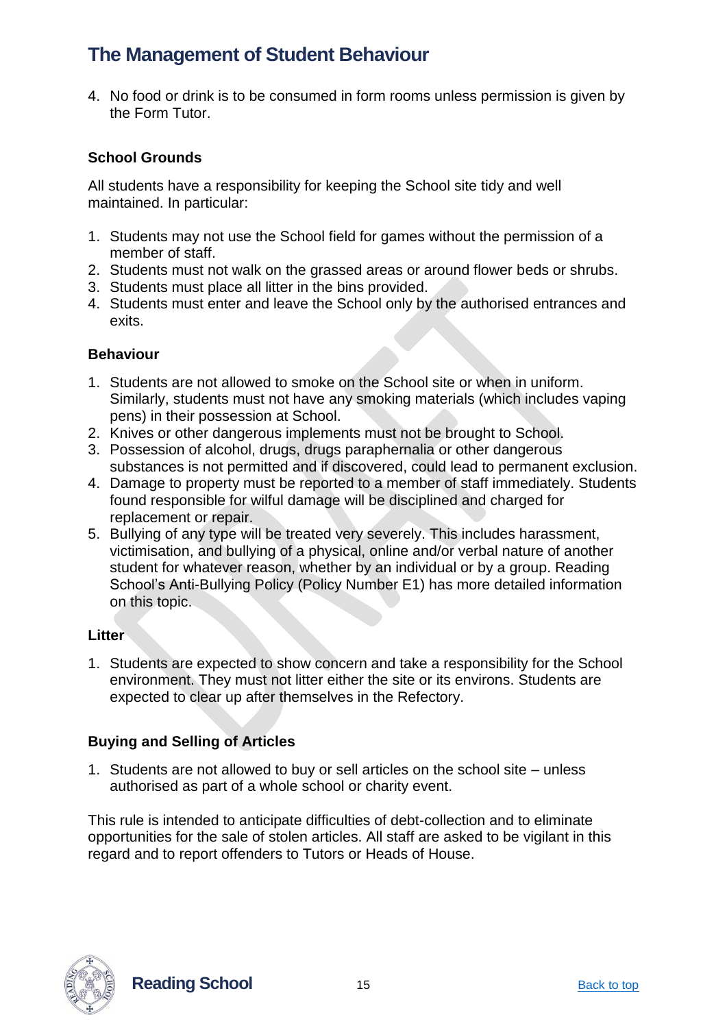4. No food or drink is to be consumed in form rooms unless permission is given by the Form Tutor.

### School Grounds

All students have a responsibility for keeping the School site tidy and well maintained. In particular:

1. Students may not use the School field for games without the permission of a member of staff.
2. Students must not walk on the grassed areas or around flower beds or shrubs.
3. Students must place all litter in the bins provided.
4. Students must enter and leave the School only by the authorised entrances and exits.

### Behaviour

1. Students are not allowed to smoke on the School site or when in uniform. Similarly, students must not have any smoking materials (which includes vaping pens) in their possession at School.
2. Knives or other dangerous implements must not be brought to School.
3. Possession of alcohol, drugs, drugs paraphernalia or other dangerous substances is not permitted and if discovered, could lead to permanent exclusion.
4. Damage to property must be reported to a member of staff immediately. Students found responsible for wilful damage will be disciplined and charged for replacement or repair.
5. Bullying of any type will be treated very severely. This includes harassment, victimisation, and bullying of a physical, online and/or verbal nature of another student for whatever reason, whether by an individual or by a group. Reading School's Anti-Bullying Policy (Policy Number E1) has more detailed information on this topic.

### Litter

1. Students are expected to show concern and take a responsibility for the School environment. They must not litter either the site or its environs. Students are expected to clear up after themselves in the Refectory.

### Buying and Selling of Articles

1. Students are not allowed to buy or sell articles on the school site – unless authorised as part of a whole school or charity event.

This rule is intended to anticipate difficulties of debt-collection and to eliminate opportunities for the sale of stolen articles. All staff are asked to be vigilant in this regard and to report offenders to Tutors or Heads of House.